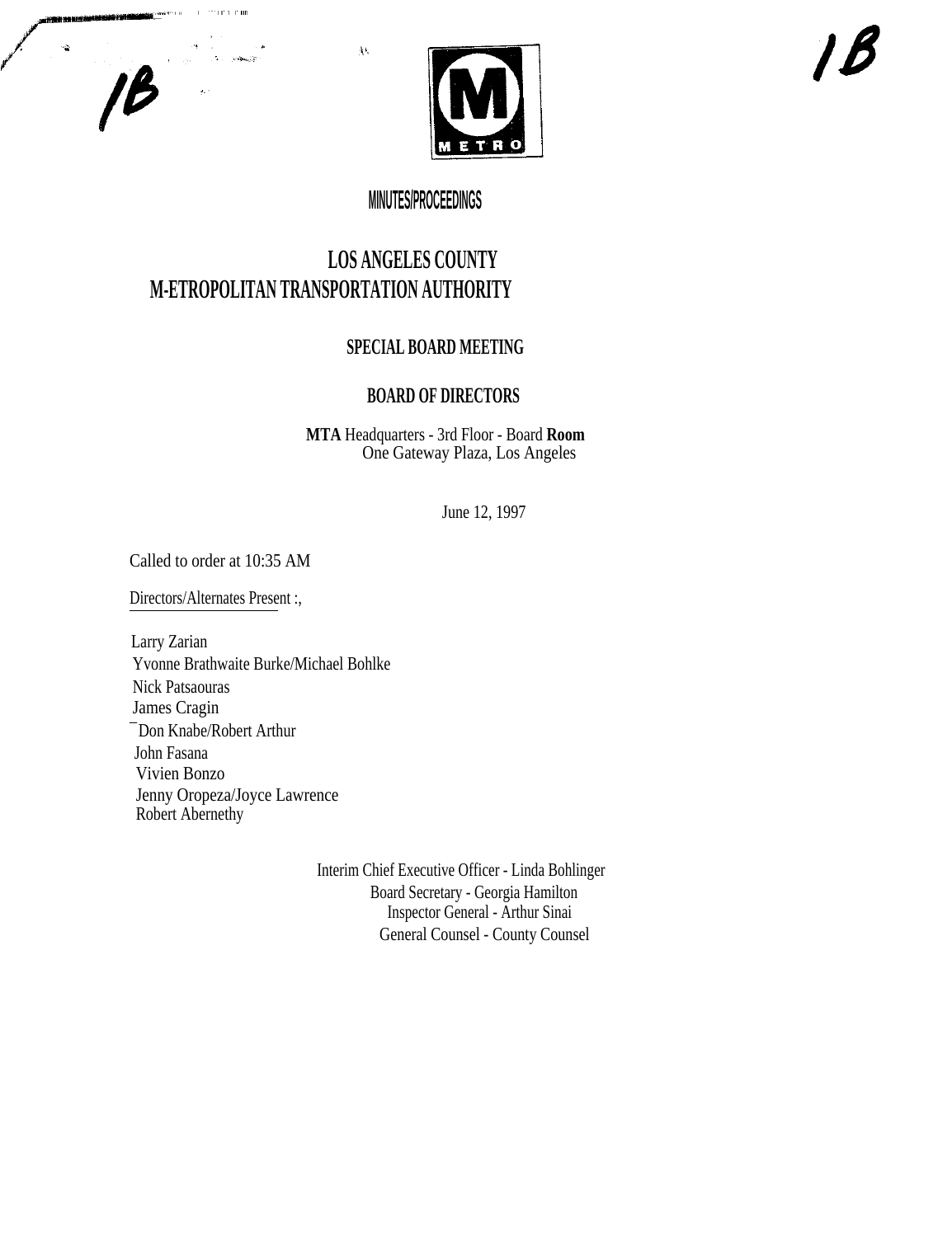1B

1B

## MINUTES/PROCEEDINGS

# LOS ANGELES COUNTY
# M-ETROPOLITAN TRANSPORTATION AUTHORITY

## SPECIAL BOARD MEETING

## BOARD OF DIRECTORS

**MTA** Headquarters - 3rd Floor - Board **Room**
One Gateway Plaza, Los Angeles

June 12, 1997

Called to order at 10:35 AM

Directors/Alternates Present :,

Larry Zarian
Yvonne Brathwaite Burke/Michael Bohlke
Nick Patsaouras
James Cragin
Don Knabe/Robert Arthur
John Fasana
Vivien Bonzo
Jenny Oropeza/Joyce Lawrence
Robert Abernethy

Interim Chief Executive Officer - Linda Bohlinger
Board Secretary - Georgia Hamilton
Inspector General - Arthur Sinai
General Counsel - County Counsel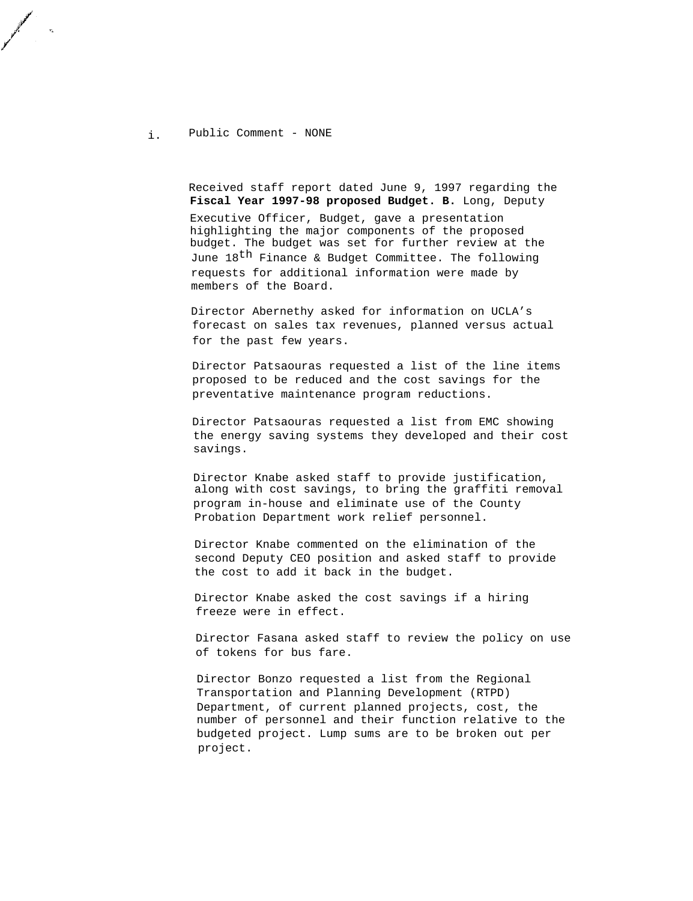i. Public Comment - NONE

Received staff report dated June 9, 1997 regarding the **Fiscal Year 1997-98 proposed Budget. B.** Long, Deputy Executive Officer, Budget, gave a presentation highlighting the major components of the proposed budget. The budget was set for further review at the June 18th Finance & Budget Committee. The following requests for additional information were made by members of the Board.

Director Abernethy asked for information on UCLA's forecast on sales tax revenues, planned versus actual for the past few years.

Director Patsaouras requested a list of the line items proposed to be reduced and the cost savings for the preventative maintenance program reductions.

Director Patsaouras requested a list from EMC showing the energy saving systems they developed and their cost savings.

Director Knabe asked staff to provide justification, along with cost savings, to bring the graffiti removal program in-house and eliminate use of the County Probation Department work relief personnel.

Director Knabe commented on the elimination of the second Deputy CEO position and asked staff to provide the cost to add it back in the budget.

Director Knabe asked the cost savings if a hiring freeze were in effect.

Director Fasana asked staff to review the policy on use of tokens for bus fare.

Director Bonzo requested a list from the Regional Transportation and Planning Development (RTPD) Department, of current planned projects, cost, the number of personnel and their function relative to the budgeted project. Lump sums are to be broken out per project.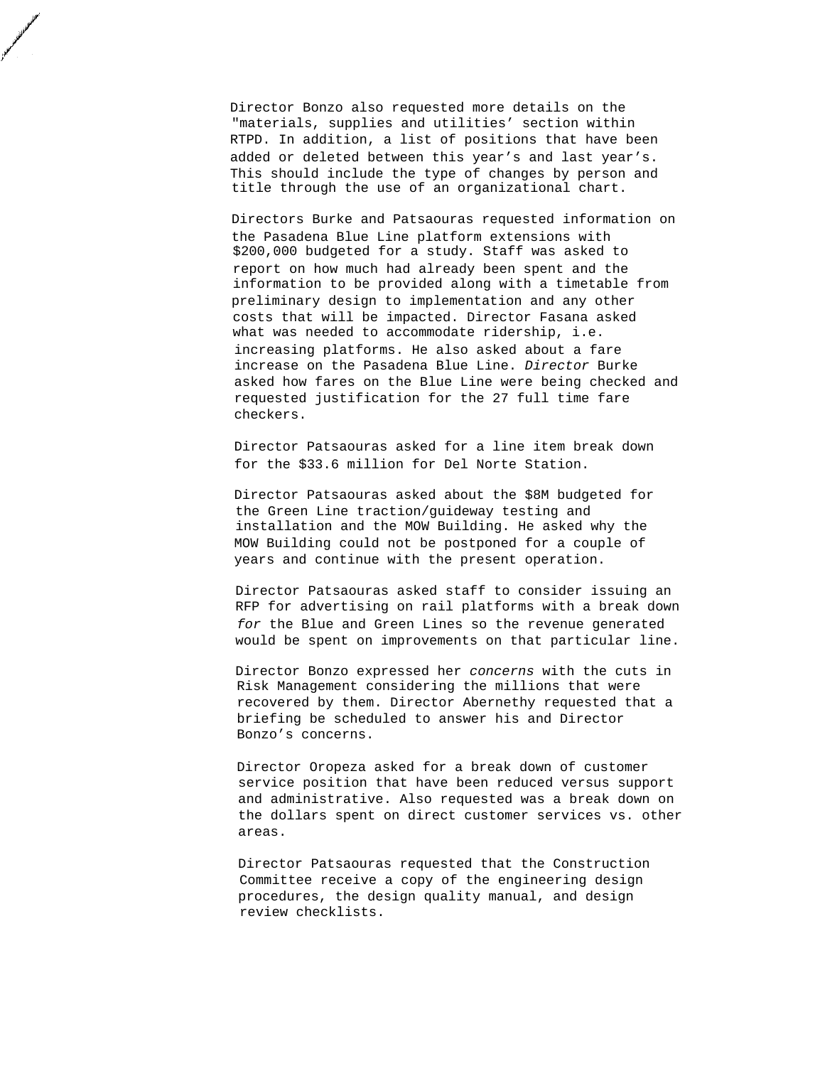Director Bonzo also requested more details on the "materials, supplies and utilities' section within RTPD. In addition, a list of positions that have been added or deleted between this year's and last year's. This should include the type of changes by person and title through the use of an organizational chart.

Directors Burke and Patsaouras requested information on the Pasadena Blue Line platform extensions with $200,000 budgeted for a study. Staff was asked to report on how much had already been spent and the information to be provided along with a timetable from preliminary design to implementation and any other costs that will be impacted. Director Fasana asked what was needed to accommodate ridership, i.e. increasing platforms. He also asked about a fare increase on the Pasadena Blue Line. *Director* Burke asked how fares on the Blue Line were being checked and requested justification for the 27 full time fare checkers.

Director Patsaouras asked for a line item break down for the $33.6 million for Del Norte Station.

Director Patsaouras asked about the $8M budgeted for the Green Line traction/guideway testing and installation and the MOW Building. He asked why the MOW Building could not be postponed for a couple of years and continue with the present operation.

Director Patsaouras asked staff to consider issuing an RFP for advertising on rail platforms with a break down *for* the Blue and Green Lines so the revenue generated would be spent on improvements on that particular line.

Director Bonzo expressed her *concerns* with the cuts in Risk Management considering the millions that were recovered by them. Director Abernethy requested that a briefing be scheduled to answer his and Director Bonzo's concerns.

Director Oropeza asked for a break down of customer service position that have been reduced versus support and administrative. Also requested was a break down on the dollars spent on direct customer services vs. other areas.

Director Patsaouras requested that the Construction Committee receive a copy of the engineering design procedures, the design quality manual, and design review checklists.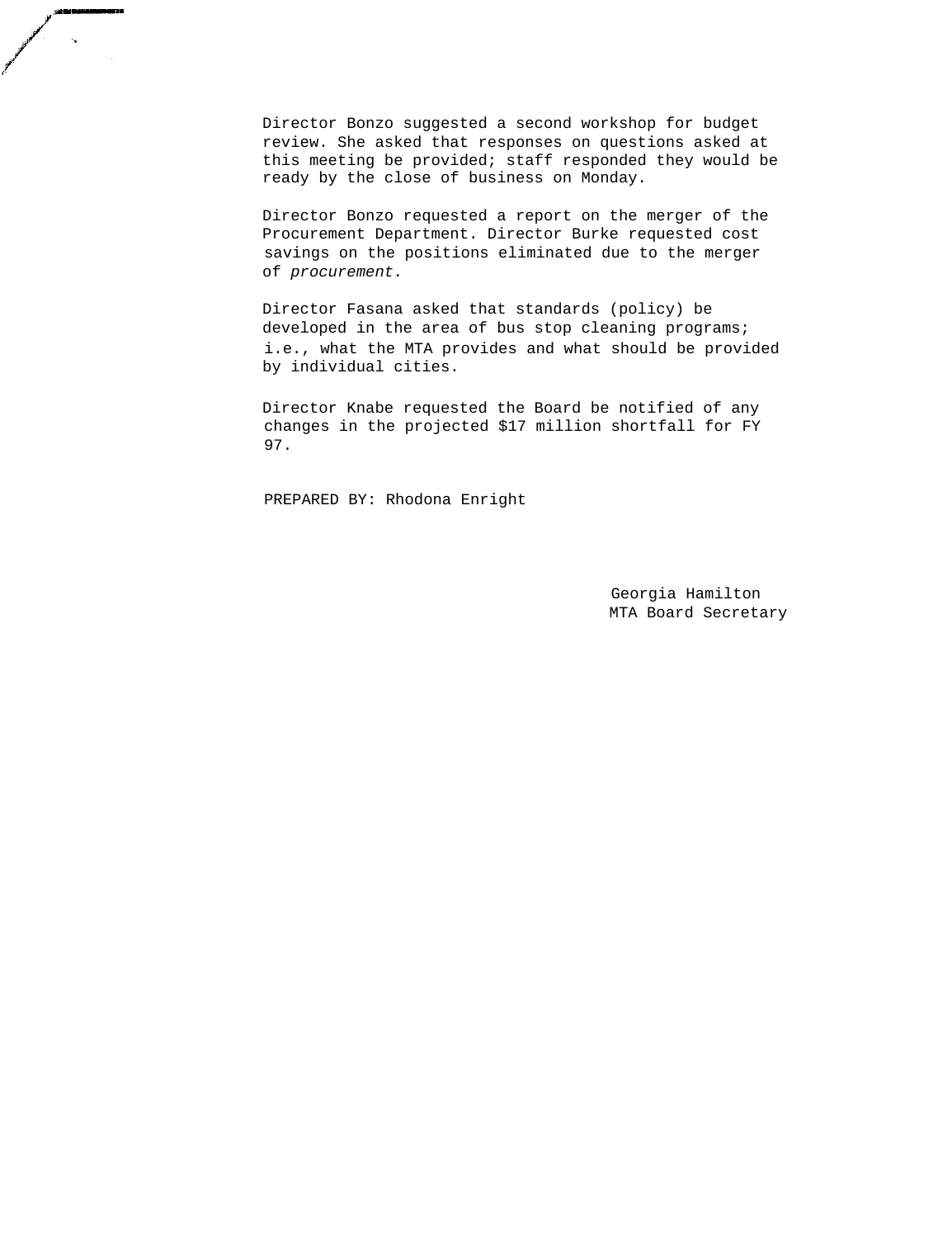Director Bonzo suggested a second workshop for budget review. She asked that responses on questions asked at this meeting be provided; staff responded they would be ready by the close of business on Monday.

Director Bonzo requested a report on the merger of the Procurement Department. Director Burke requested cost savings on the positions eliminated due to the merger of *procurement.*

Director Fasana asked that standards (policy) be developed in the area of bus stop cleaning programs; i.e., what the MTA provides and what should be provided by individual cities.

Director Knabe requested the Board be notified of any changes in the projected $17 million shortfall for FY 97.

PREPARED BY: Rhodona Enright

Georgia Hamilton
MTA Board Secretary